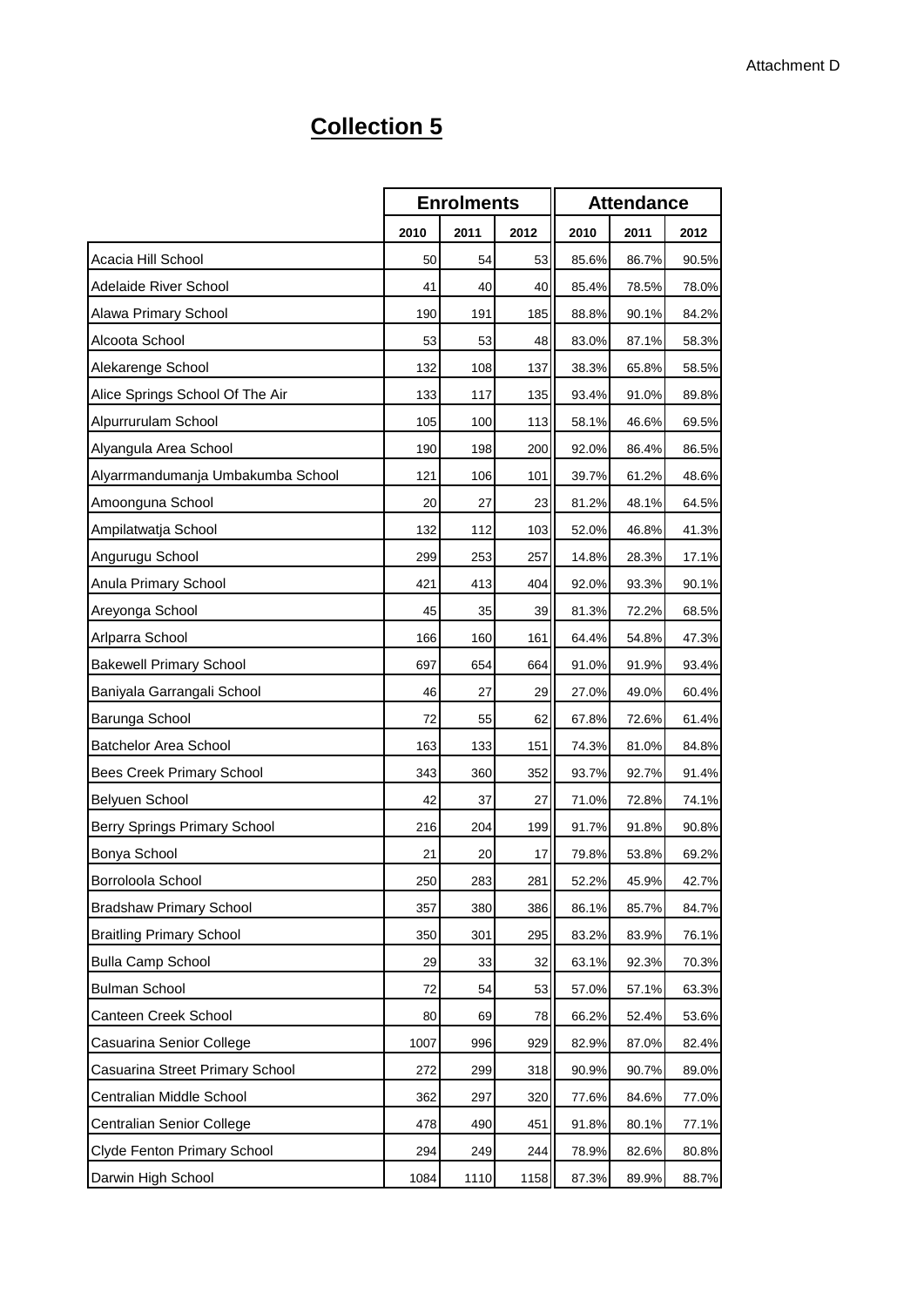Attachment D

# Collection 5

| | Enrolments | | | Attendance | | |
|---|---|---|---|---|---|---|
| | 2010 | 2011 | 2012 | 2010 | 2011 | 2012 |
| Acacia Hill School | 50 | 54 | 53 | 85.6% | 86.7% | 90.5% |
| Adelaide River School | 41 | 40 | 40 | 85.4% | 78.5% | 78.0% |
| Alawa Primary School | 190 | 191 | 185 | 88.8% | 90.1% | 84.2% |
| Alcoota School | 53 | 53 | 48 | 83.0% | 87.1% | 58.3% |
| Alekarenge School | 132 | 108 | 137 | 38.3% | 65.8% | 58.5% |
| Alice Springs School Of The Air | 133 | 117 | 135 | 93.4% | 91.0% | 89.8% |
| Alpurrurulam School | 105 | 100 | 113 | 58.1% | 46.6% | 69.5% |
| Alyangula Area School | 190 | 198 | 200 | 92.0% | 86.4% | 86.5% |
| Alyarrmandumanja Umbakumba School | 121 | 106 | 101 | 39.7% | 61.2% | 48.6% |
| Amoonguna School | 20 | 27 | 23 | 81.2% | 48.1% | 64.5% |
| Ampilatwatja School | 132 | 112 | 103 | 52.0% | 46.8% | 41.3% |
| Angurugu School | 299 | 253 | 257 | 14.8% | 28.3% | 17.1% |
| Anula Primary School | 421 | 413 | 404 | 92.0% | 93.3% | 90.1% |
| Areyonga School | 45 | 35 | 39 | 81.3% | 72.2% | 68.5% |
| Arlparra School | 166 | 160 | 161 | 64.4% | 54.8% | 47.3% |
| Bakewell Primary School | 697 | 654 | 664 | 91.0% | 91.9% | 93.4% |
| Baniyala Garrangali School | 46 | 27 | 29 | 27.0% | 49.0% | 60.4% |
| Barunga School | 72 | 55 | 62 | 67.8% | 72.6% | 61.4% |
| Batchelor Area School | 163 | 133 | 151 | 74.3% | 81.0% | 84.8% |
| Bees Creek Primary School | 343 | 360 | 352 | 93.7% | 92.7% | 91.4% |
| Belyuen School | 42 | 37 | 27 | 71.0% | 72.8% | 74.1% |
| Berry Springs Primary School | 216 | 204 | 199 | 91.7% | 91.8% | 90.8% |
| Bonya School | 21 | 20 | 17 | 79.8% | 53.8% | 69.2% |
| Borroloola School | 250 | 283 | 281 | 52.2% | 45.9% | 42.7% |
| Bradshaw Primary School | 357 | 380 | 386 | 86.1% | 85.7% | 84.7% |
| Braitling Primary School | 350 | 301 | 295 | 83.2% | 83.9% | 76.1% |
| Bulla Camp School | 29 | 33 | 32 | 63.1% | 92.3% | 70.3% |
| Bulman School | 72 | 54 | 53 | 57.0% | 57.1% | 63.3% |
| Canteen Creek School | 80 | 69 | 78 | 66.2% | 52.4% | 53.6% |
| Casuarina Senior College | 1007 | 996 | 929 | 82.9% | 87.0% | 82.4% |
| Casuarina Street Primary School | 272 | 299 | 318 | 90.9% | 90.7% | 89.0% |
| Centralian Middle School | 362 | 297 | 320 | 77.6% | 84.6% | 77.0% |
| Centralian Senior College | 478 | 490 | 451 | 91.8% | 80.1% | 77.1% |
| Clyde Fenton Primary School | 294 | 249 | 244 | 78.9% | 82.6% | 80.8% |
| Darwin High School | 1084 | 1110 | 1158 | 87.3% | 89.9% | 88.7% |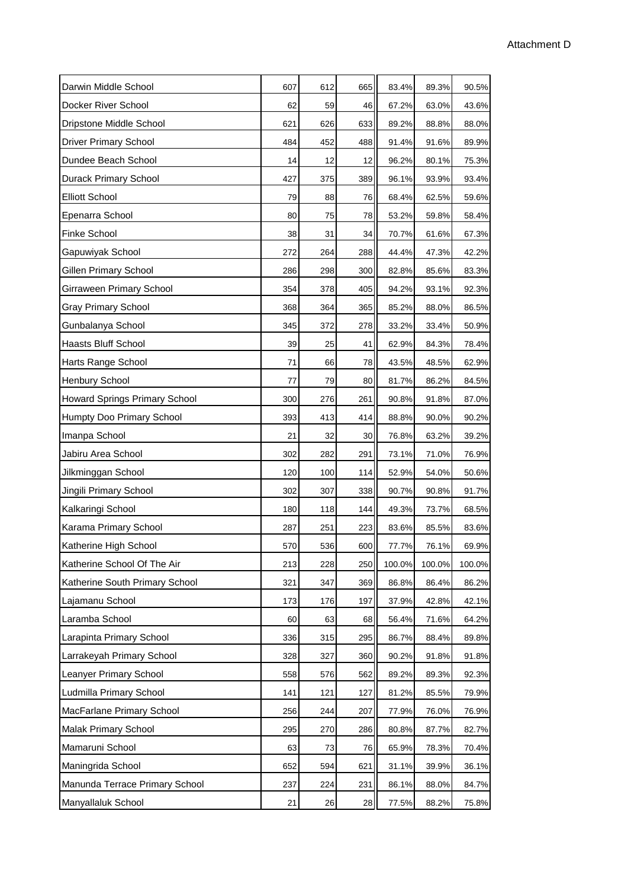Attachment D

| | | | | | | |
|---|---|---|---|---|---|---|
| Darwin Middle School | 607 | 612 | 665 | 83.4% | 89.3% | 90.5% |
| Docker River School | 62 | 59 | 46 | 67.2% | 63.0% | 43.6% |
| Dripstone Middle School | 621 | 626 | 633 | 89.2% | 88.8% | 88.0% |
| Driver Primary School | 484 | 452 | 488 | 91.4% | 91.6% | 89.9% |
| Dundee Beach School | 14 | 12 | 12 | 96.2% | 80.1% | 75.3% |
| Durack Primary School | 427 | 375 | 389 | 96.1% | 93.9% | 93.4% |
| Elliott School | 79 | 88 | 76 | 68.4% | 62.5% | 59.6% |
| Epenarra School | 80 | 75 | 78 | 53.2% | 59.8% | 58.4% |
| Finke School | 38 | 31 | 34 | 70.7% | 61.6% | 67.3% |
| Gapuwiyak School | 272 | 264 | 288 | 44.4% | 47.3% | 42.2% |
| Gillen Primary School | 286 | 298 | 300 | 82.8% | 85.6% | 83.3% |
| Girraween Primary School | 354 | 378 | 405 | 94.2% | 93.1% | 92.3% |
| Gray Primary School | 368 | 364 | 365 | 85.2% | 88.0% | 86.5% |
| Gunbalanya School | 345 | 372 | 278 | 33.2% | 33.4% | 50.9% |
| Haasts Bluff School | 39 | 25 | 41 | 62.9% | 84.3% | 78.4% |
| Harts Range School | 71 | 66 | 78 | 43.5% | 48.5% | 62.9% |
| Henbury School | 77 | 79 | 80 | 81.7% | 86.2% | 84.5% |
| Howard Springs Primary School | 300 | 276 | 261 | 90.8% | 91.8% | 87.0% |
| Humpty Doo Primary School | 393 | 413 | 414 | 88.8% | 90.0% | 90.2% |
| Imanpa School | 21 | 32 | 30 | 76.8% | 63.2% | 39.2% |
| Jabiru Area School | 302 | 282 | 291 | 73.1% | 71.0% | 76.9% |
| Jilkminggan School | 120 | 100 | 114 | 52.9% | 54.0% | 50.6% |
| Jingili Primary School | 302 | 307 | 338 | 90.7% | 90.8% | 91.7% |
| Kalkaringi School | 180 | 118 | 144 | 49.3% | 73.7% | 68.5% |
| Karama Primary School | 287 | 251 | 223 | 83.6% | 85.5% | 83.6% |
| Katherine High School | 570 | 536 | 600 | 77.7% | 76.1% | 69.9% |
| Katherine School Of The Air | 213 | 228 | 250 | 100.0% | 100.0% | 100.0% |
| Katherine South Primary School | 321 | 347 | 369 | 86.8% | 86.4% | 86.2% |
| Lajamanu School | 173 | 176 | 197 | 37.9% | 42.8% | 42.1% |
| Laramba School | 60 | 63 | 68 | 56.4% | 71.6% | 64.2% |
| Larapinta Primary School | 336 | 315 | 295 | 86.7% | 88.4% | 89.8% |
| Larrakeyah Primary School | 328 | 327 | 360 | 90.2% | 91.8% | 91.8% |
| Leanyer Primary School | 558 | 576 | 562 | 89.2% | 89.3% | 92.3% |
| Ludmilla Primary School | 141 | 121 | 127 | 81.2% | 85.5% | 79.9% |
| MacFarlane Primary School | 256 | 244 | 207 | 77.9% | 76.0% | 76.9% |
| Malak Primary School | 295 | 270 | 286 | 80.8% | 87.7% | 82.7% |
| Mamaruni School | 63 | 73 | 76 | 65.9% | 78.3% | 70.4% |
| Maningrida School | 652 | 594 | 621 | 31.1% | 39.9% | 36.1% |
| Manunda Terrace Primary School | 237 | 224 | 231 | 86.1% | 88.0% | 84.7% |
| Manyallaluk School | 21 | 26 | 28 | 77.5% | 88.2% | 75.8% |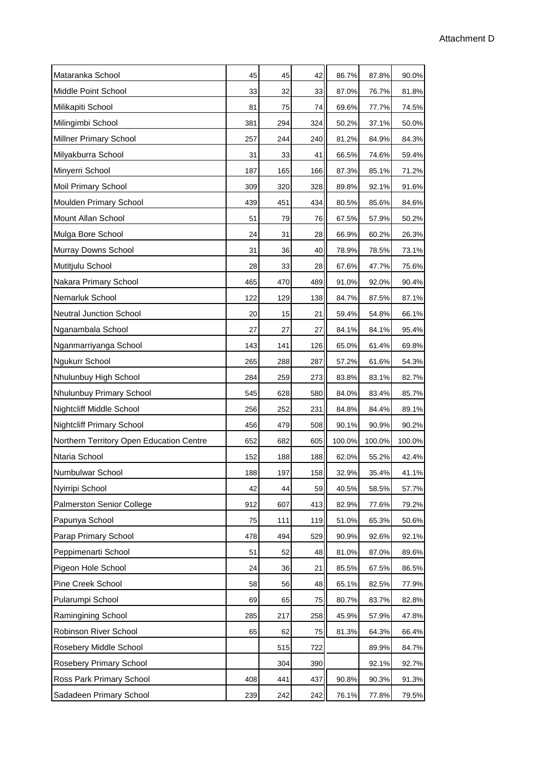Attachment D

| | | | | | | |
|---|---|---|---|---|---|---|
| Mataranka School | 45 | 45 | 42 | 86.7% | 87.8% | 90.0% |
| Middle Point School | 33 | 32 | 33 | 87.0% | 76.7% | 81.8% |
| Milikapiti School | 81 | 75 | 74 | 69.6% | 77.7% | 74.5% |
| Milingimbi School | 381 | 294 | 324 | 50.2% | 37.1% | 50.0% |
| Millner Primary School | 257 | 244 | 240 | 81.2% | 84.9% | 84.3% |
| Milyakburra School | 31 | 33 | 41 | 66.5% | 74.6% | 59.4% |
| Minyerri School | 187 | 165 | 166 | 87.3% | 85.1% | 71.2% |
| Moil Primary School | 309 | 320 | 328 | 89.8% | 92.1% | 91.6% |
| Moulden Primary School | 439 | 451 | 434 | 80.5% | 85.6% | 84.6% |
| Mount Allan School | 51 | 79 | 76 | 67.5% | 57.9% | 50.2% |
| Mulga Bore School | 24 | 31 | 28 | 66.9% | 60.2% | 26.3% |
| Murray Downs School | 31 | 36 | 40 | 78.9% | 78.5% | 73.1% |
| Mutitjulu School | 28 | 33 | 28 | 67.6% | 47.7% | 75.6% |
| Nakara Primary School | 465 | 470 | 489 | 91.0% | 92.0% | 90.4% |
| Nemarluk School | 122 | 129 | 138 | 84.7% | 87.5% | 87.1% |
| Neutral Junction School | 20 | 15 | 21 | 59.4% | 54.8% | 66.1% |
| Nganambala School | 27 | 27 | 27 | 84.1% | 84.1% | 95.4% |
| Nganmarriyanga School | 143 | 141 | 126 | 65.0% | 61.4% | 69.8% |
| Ngukurr School | 265 | 288 | 287 | 57.2% | 61.6% | 54.3% |
| Nhulunbuy High School | 284 | 259 | 273 | 83.8% | 83.1% | 82.7% |
| Nhulunbuy Primary School | 545 | 628 | 580 | 84.0% | 83.4% | 85.7% |
| Nightcliff Middle School | 256 | 252 | 231 | 84.8% | 84.4% | 89.1% |
| Nightcliff Primary School | 456 | 479 | 508 | 90.1% | 90.9% | 90.2% |
| Northern Territory Open Education Centre | 652 | 682 | 605 | 100.0% | 100.0% | 100.0% |
| Ntaria School | 152 | 188 | 188 | 62.0% | 55.2% | 42.4% |
| Numbulwar School | 188 | 197 | 158 | 32.9% | 35.4% | 41.1% |
| Nyirripi School | 42 | 44 | 59 | 40.5% | 58.5% | 57.7% |
| Palmerston Senior College | 912 | 607 | 413 | 82.9% | 77.6% | 79.2% |
| Papunya School | 75 | 111 | 119 | 51.0% | 65.3% | 50.6% |
| Parap Primary School | 478 | 494 | 529 | 90.9% | 92.6% | 92.1% |
| Peppimenarti School | 51 | 52 | 48 | 81.0% | 87.0% | 89.6% |
| Pigeon Hole School | 24 | 36 | 21 | 85.5% | 67.5% | 86.5% |
| Pine Creek School | 58 | 56 | 48 | 65.1% | 82.5% | 77.9% |
| Pularumpi School | 69 | 65 | 75 | 80.7% | 83.7% | 82.8% |
| Ramingining School | 285 | 217 | 258 | 45.9% | 57.9% | 47.8% |
| Robinson River School | 65 | 62 | 75 | 81.3% | 64.3% | 66.4% |
| Rosebery Middle School | | 515 | 722 | | 89.9% | 84.7% |
| Rosebery Primary School | | 304 | 390 | | 92.1% | 92.7% |
| Ross Park Primary School | 408 | 441 | 437 | 90.8% | 90.3% | 91.3% |
| Sadadeen Primary School | 239 | 242 | 242 | 76.1% | 77.8% | 79.5% |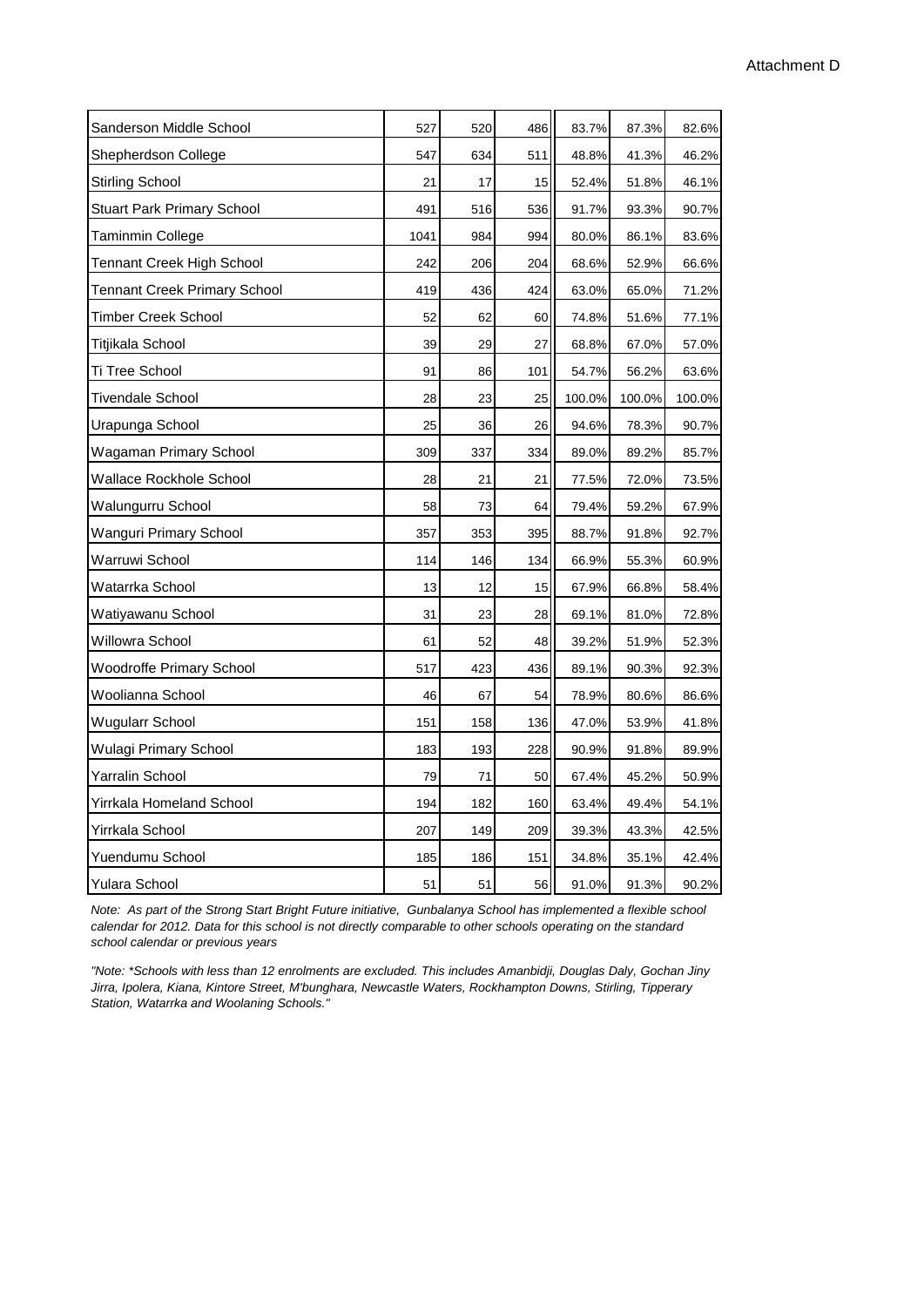Attachment D

| | | | | | | |
|---|---|---|---|---|---|---|
| Sanderson Middle School | 527 | 520 | 486 | 83.7% | 87.3% | 82.6% |
| Shepherdson College | 547 | 634 | 511 | 48.8% | 41.3% | 46.2% |
| Stirling School | 21 | 17 | 15 | 52.4% | 51.8% | 46.1% |
| Stuart Park Primary School | 491 | 516 | 536 | 91.7% | 93.3% | 90.7% |
| Taminmin College | 1041 | 984 | 994 | 80.0% | 86.1% | 83.6% |
| Tennant Creek High School | 242 | 206 | 204 | 68.6% | 52.9% | 66.6% |
| Tennant Creek Primary School | 419 | 436 | 424 | 63.0% | 65.0% | 71.2% |
| Timber Creek School | 52 | 62 | 60 | 74.8% | 51.6% | 77.1% |
| Titjikala School | 39 | 29 | 27 | 68.8% | 67.0% | 57.0% |
| Ti Tree School | 91 | 86 | 101 | 54.7% | 56.2% | 63.6% |
| Tivendale School | 28 | 23 | 25 | 100.0% | 100.0% | 100.0% |
| Urapunga School | 25 | 36 | 26 | 94.6% | 78.3% | 90.7% |
| Wagaman Primary School | 309 | 337 | 334 | 89.0% | 89.2% | 85.7% |
| Wallace Rockhole School | 28 | 21 | 21 | 77.5% | 72.0% | 73.5% |
| Walungurru School | 58 | 73 | 64 | 79.4% | 59.2% | 67.9% |
| Wanguri Primary School | 357 | 353 | 395 | 88.7% | 91.8% | 92.7% |
| Warruwi School | 114 | 146 | 134 | 66.9% | 55.3% | 60.9% |
| Watarrka School | 13 | 12 | 15 | 67.9% | 66.8% | 58.4% |
| Watiyawanu School | 31 | 23 | 28 | 69.1% | 81.0% | 72.8% |
| Willowra School | 61 | 52 | 48 | 39.2% | 51.9% | 52.3% |
| Woodroffe Primary School | 517 | 423 | 436 | 89.1% | 90.3% | 92.3% |
| Woolianna School | 46 | 67 | 54 | 78.9% | 80.6% | 86.6% |
| Wugularr School | 151 | 158 | 136 | 47.0% | 53.9% | 41.8% |
| Wulagi Primary School | 183 | 193 | 228 | 90.9% | 91.8% | 89.9% |
| Yarralin School | 79 | 71 | 50 | 67.4% | 45.2% | 50.9% |
| Yirrkala Homeland School | 194 | 182 | 160 | 63.4% | 49.4% | 54.1% |
| Yirrkala School | 207 | 149 | 209 | 39.3% | 43.3% | 42.5% |
| Yuendumu School | 185 | 186 | 151 | 34.8% | 35.1% | 42.4% |
| Yulara School | 51 | 51 | 56 | 91.0% | 91.3% | 90.2% |

*Note: As part of the Strong Start Bright Future initiative, Gunbalanya School has implemented a flexible school calendar for 2012. Data for this school is not directly comparable to other schools operating on the standard school calendar or previous years*

*"Note: \*Schools with less than 12 enrolments are excluded. This includes Amanbidji, Douglas Daly, Gochan Jiny Jirra, Ipolera, Kiana, Kintore Street, M'bunghara, Newcastle Waters, Rockhampton Downs, Stirling, Tipperary Station, Watarrka and Woolaning Schools."*